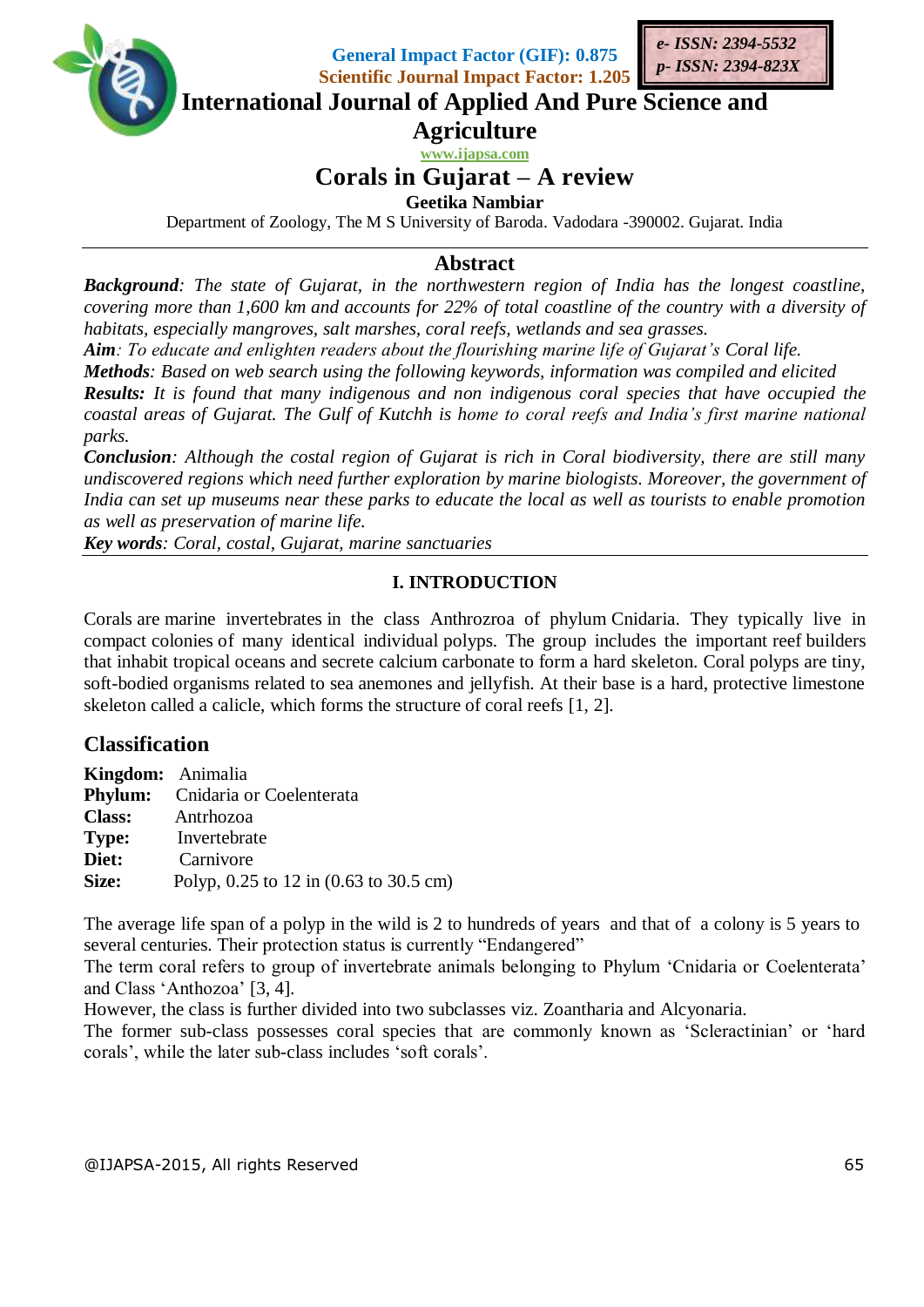General Impact Factor (GIF): 0.875
Scientific Journal Impact Factor: 1.205

*e- ISSN: 2394-5532*
*p- ISSN: 2394-823X*

# International Journal of Applied And Pure Science and Agriculture

www.ijapsa.com

# Corals in Gujarat – A review

**Geetika Nambiar**

Department of Zoology, The M S University of Baroda. Vadodara -390002. Gujarat. India

## Abstract

***Background****: The state of Gujarat, in the northwestern region of India has the longest coastline, covering more than 1,600 km and accounts for 22% of total coastline of the country with a diversity of habitats, especially mangroves, salt marshes, coral reefs, wetlands and sea grasses.*

***Aim****: To educate and enlighten readers about the flourishing marine life of Gujarat's Coral life.*

***Methods****: Based on web search using the following keywords, information was compiled and elicited*

***Results:*** *It is found that many indigenous and non indigenous coral species that have occupied the coastal areas of Gujarat. The Gulf of Kutchh is home to coral reefs and India's first marine national parks.*

***Conclusion****: Although the costal region of Gujarat is rich in Coral biodiversity, there are still many undiscovered regions which need further exploration by marine biologists. Moreover, the government of India can set up museums near these parks to educate the local as well as tourists to enable promotion as well as preservation of marine life.*

***Key words****: Coral, costal, Gujarat, marine sanctuaries*

## I. INTRODUCTION

Corals are marine invertebrates in the class Anthrozroa of phylum Cnidaria. They typically live in compact colonies of many identical individual polyps. The group includes the important reef builders that inhabit tropical oceans and secrete calcium carbonate to form a hard skeleton. Coral polyps are tiny, soft-bodied organisms related to sea anemones and jellyfish. At their base is a hard, protective limestone skeleton called a calicle, which forms the structure of coral reefs [1, 2].

## Classification

**Kingdom:** Animalia
**Phylum:** Cnidaria or Coelenterata
**Class:** Antrhozoa
**Type:** Invertebrate
**Diet:** Carnivore
**Size:** Polyp, 0.25 to 12 in (0.63 to 30.5 cm)

The average life span of a polyp in the wild is 2 to hundreds of years and that of a colony is 5 years to several centuries. Their protection status is currently "Endangered"

The term coral refers to group of invertebrate animals belonging to Phylum 'Cnidaria or Coelenterata' and Class 'Anthozoa' [3, 4].

However, the class is further divided into two subclasses viz. Zoantharia and Alcyonaria.

The former sub-class possesses coral species that are commonly known as 'Scleractinian' or 'hard corals', while the later sub-class includes 'soft corals'.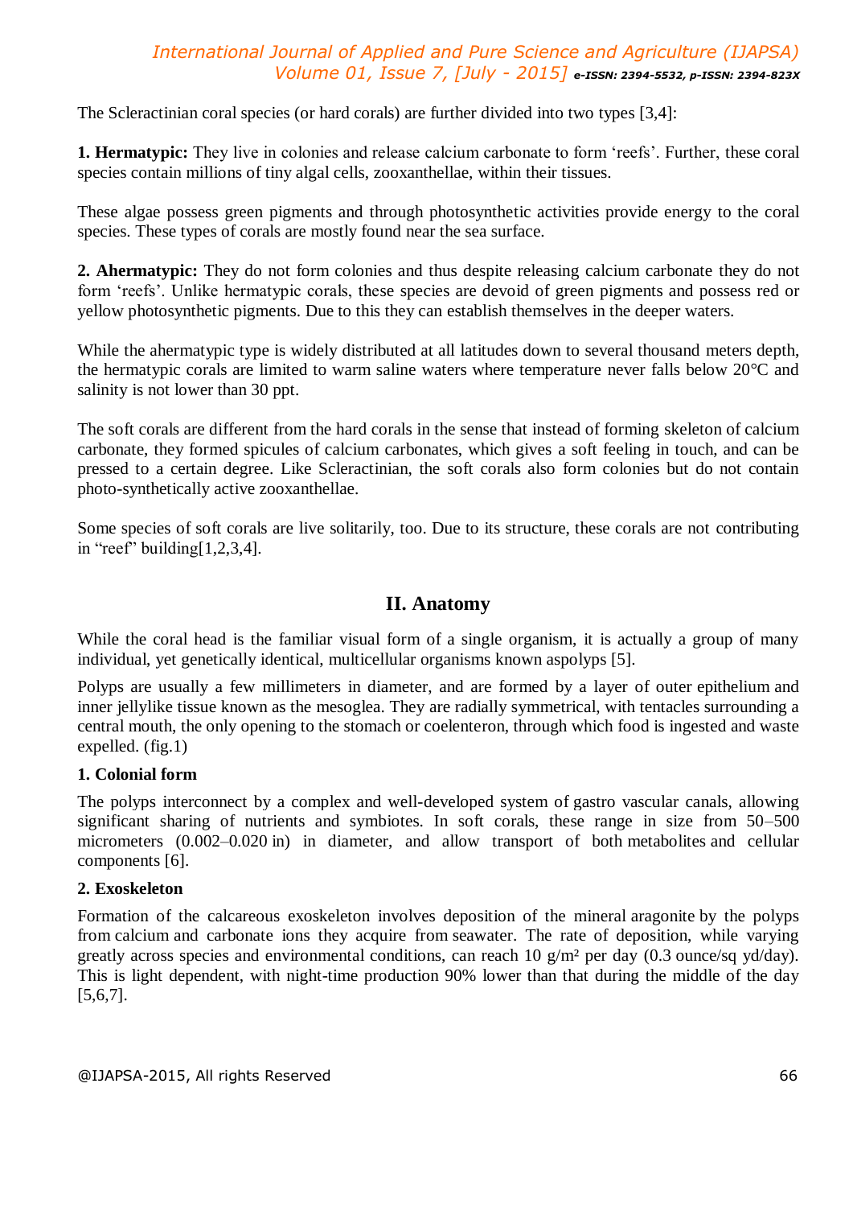The Scleractinian coral species (or hard corals) are further divided into two types [3,4]:

**1. Hermatypic:** They live in colonies and release calcium carbonate to form 'reefs'. Further, these coral species contain millions of tiny algal cells, zooxanthellae, within their tissues.

These algae possess green pigments and through photosynthetic activities provide energy to the coral species. These types of corals are mostly found near the sea surface.

**2. Ahermatypic:** They do not form colonies and thus despite releasing calcium carbonate they do not form 'reefs'. Unlike hermatypic corals, these species are devoid of green pigments and possess red or yellow photosynthetic pigments. Due to this they can establish themselves in the deeper waters.

While the ahermatypic type is widely distributed at all latitudes down to several thousand meters depth, the hermatypic corals are limited to warm saline waters where temperature never falls below 20°C and salinity is not lower than 30 ppt.

The soft corals are different from the hard corals in the sense that instead of forming skeleton of calcium carbonate, they formed spicules of calcium carbonates, which gives a soft feeling in touch, and can be pressed to a certain degree. Like Scleractinian, the soft corals also form colonies but do not contain photo-synthetically active zooxanthellae.

Some species of soft corals are live solitarily, too. Due to its structure, these corals are not contributing in "reef" building[1,2,3,4].

## II. Anatomy

While the coral head is the familiar visual form of a single organism, it is actually a group of many individual, yet genetically identical, multicellular organisms known aspolyps [5].

Polyps are usually a few millimeters in diameter, and are formed by a layer of outer epithelium and inner jellylike tissue known as the mesoglea. They are radially symmetrical, with tentacles surrounding a central mouth, the only opening to the stomach or coelenteron, through which food is ingested and waste expelled. (fig.1)

**1. Colonial form**

The polyps interconnect by a complex and well-developed system of gastro vascular canals, allowing significant sharing of nutrients and symbiotes. In soft corals, these range in size from 50–500 micrometers (0.002–0.020 in) in diameter, and allow transport of both metabolites and cellular components [6].

**2. Exoskeleton**

Formation of the calcareous exoskeleton involves deposition of the mineral aragonite by the polyps from calcium and carbonate ions they acquire from seawater. The rate of deposition, while varying greatly across species and environmental conditions, can reach 10 g/m² per day (0.3 ounce/sq yd/day). This is light dependent, with night-time production 90% lower than that during the middle of the day [5,6,7].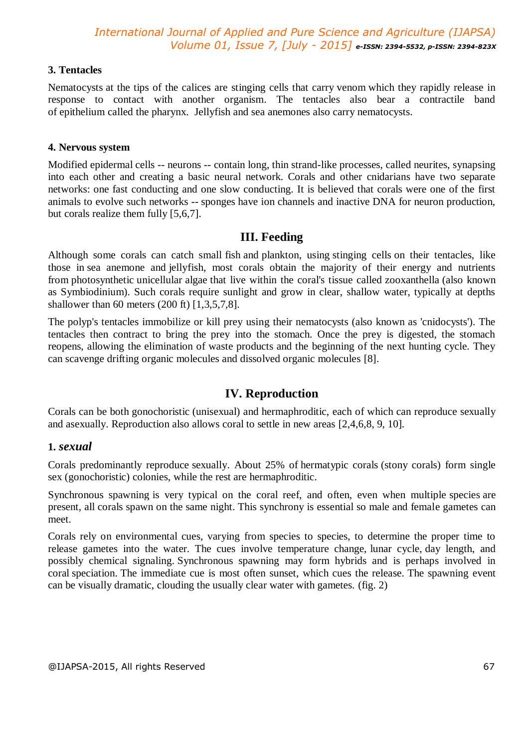### 3. Tentacles

Nematocysts at the tips of the calices are stinging cells that carry venom which they rapidly release in response to contact with another organism. The tentacles also bear a contractile band of epithelium called the pharynx. Jellyfish and sea anemones also carry nematocysts.

### 4. Nervous system

Modified epidermal cells -- neurons -- contain long, thin strand-like processes, called neurites, synapsing into each other and creating a basic neural network. Corals and other cnidarians have two separate networks: one fast conducting and one slow conducting. It is believed that corals were one of the first animals to evolve such networks -- sponges have ion channels and inactive DNA for neuron production, but corals realize them fully [5,6,7].

## III. Feeding

Although some corals can catch small fish and plankton, using stinging cells on their tentacles, like those in sea anemone and jellyfish, most corals obtain the majority of their energy and nutrients from photosynthetic unicellular algae that live within the coral's tissue called zooxanthella (also known as Symbiodinium). Such corals require sunlight and grow in clear, shallow water, typically at depths shallower than 60 meters (200 ft) [1,3,5,7,8].

The polyp's tentacles immobilize or kill prey using their nematocysts (also known as 'cnidocysts'). The tentacles then contract to bring the prey into the stomach. Once the prey is digested, the stomach reopens, allowing the elimination of waste products and the beginning of the next hunting cycle. They can scavenge drifting organic molecules and dissolved organic molecules [8].

## IV. Reproduction

Corals can be both gonochoristic (unisexual) and hermaphroditic, each of which can reproduce sexually and asexually. Reproduction also allows coral to settle in new areas [2,4,6,8, 9, 10].

### 1. *sexual*

Corals predominantly reproduce sexually. About 25% of hermatypic corals (stony corals) form single sex (gonochoristic) colonies, while the rest are hermaphroditic.

Synchronous spawning is very typical on the coral reef, and often, even when multiple species are present, all corals spawn on the same night. This synchrony is essential so male and female gametes can meet.

Corals rely on environmental cues, varying from species to species, to determine the proper time to release gametes into the water. The cues involve temperature change, lunar cycle, day length, and possibly chemical signaling. Synchronous spawning may form hybrids and is perhaps involved in coral speciation. The immediate cue is most often sunset, which cues the release. The spawning event can be visually dramatic, clouding the usually clear water with gametes. (fig. 2)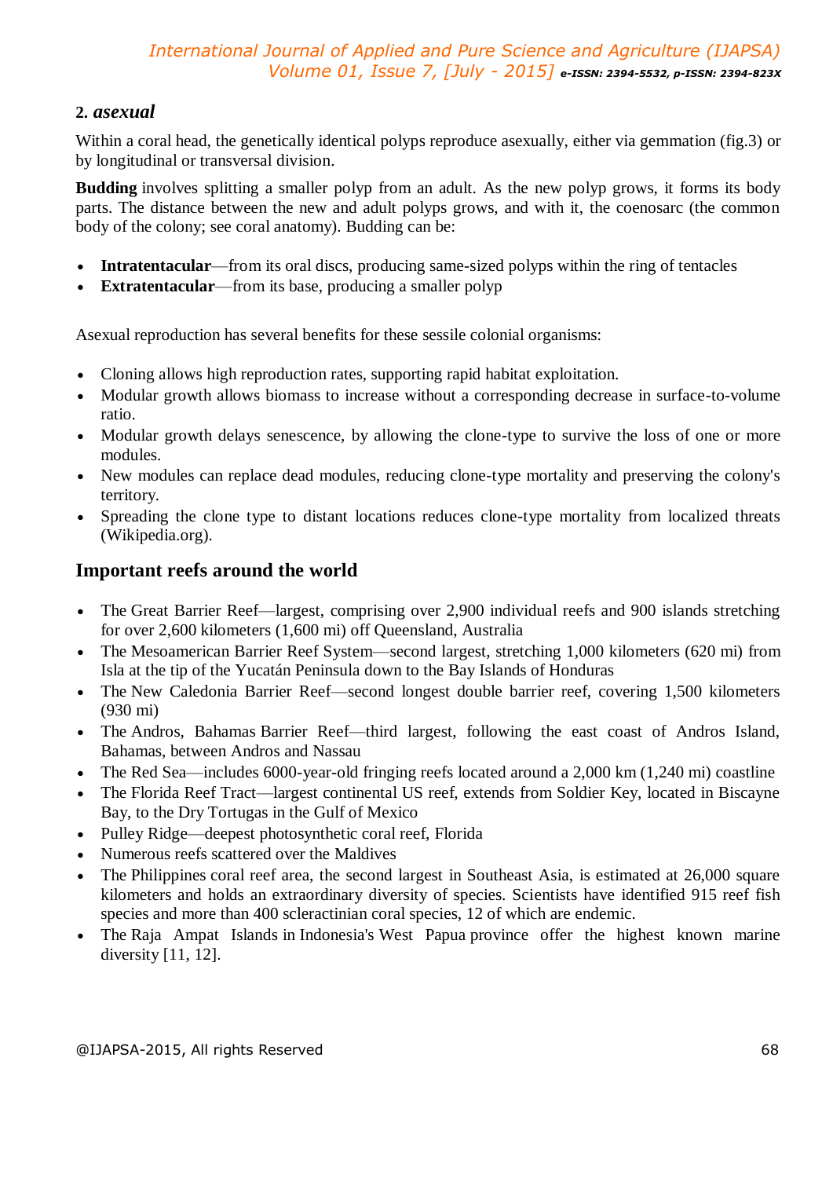## 2. *asexual*

Within a coral head, the genetically identical polyps reproduce asexually, either via gemmation (fig.3) or by longitudinal or transversal division.

**Budding** involves splitting a smaller polyp from an adult. As the new polyp grows, it forms its body parts. The distance between the new and adult polyps grows, and with it, the coenosarc (the common body of the colony; see coral anatomy). Budding can be:

- **Intratentacular**—from its oral discs, producing same-sized polyps within the ring of tentacles
- **Extratentacular**—from its base, producing a smaller polyp

Asexual reproduction has several benefits for these sessile colonial organisms:

- Cloning allows high reproduction rates, supporting rapid habitat exploitation.
- Modular growth allows biomass to increase without a corresponding decrease in surface-to-volume ratio.
- Modular growth delays senescence, by allowing the clone-type to survive the loss of one or more modules.
- New modules can replace dead modules, reducing clone-type mortality and preserving the colony's territory.
- Spreading the clone type to distant locations reduces clone-type mortality from localized threats (Wikipedia.org).

## Important reefs around the world

- The Great Barrier Reef—largest, comprising over 2,900 individual reefs and 900 islands stretching for over 2,600 kilometers (1,600 mi) off Queensland, Australia
- The Mesoamerican Barrier Reef System—second largest, stretching 1,000 kilometers (620 mi) from Isla at the tip of the Yucatán Peninsula down to the Bay Islands of Honduras
- The New Caledonia Barrier Reef—second longest double barrier reef, covering 1,500 kilometers (930 mi)
- The Andros, Bahamas Barrier Reef—third largest, following the east coast of Andros Island, Bahamas, between Andros and Nassau
- The Red Sea—includes 6000-year-old fringing reefs located around a 2,000 km (1,240 mi) coastline
- The Florida Reef Tract—largest continental US reef, extends from Soldier Key, located in Biscayne Bay, to the Dry Tortugas in the Gulf of Mexico
- Pulley Ridge—deepest photosynthetic coral reef, Florida
- Numerous reefs scattered over the Maldives
- The Philippines coral reef area, the second largest in Southeast Asia, is estimated at 26,000 square kilometers and holds an extraordinary diversity of species. Scientists have identified 915 reef fish species and more than 400 scleractinian coral species, 12 of which are endemic.
- The Raja Ampat Islands in Indonesia's West Papua province offer the highest known marine diversity [11, 12].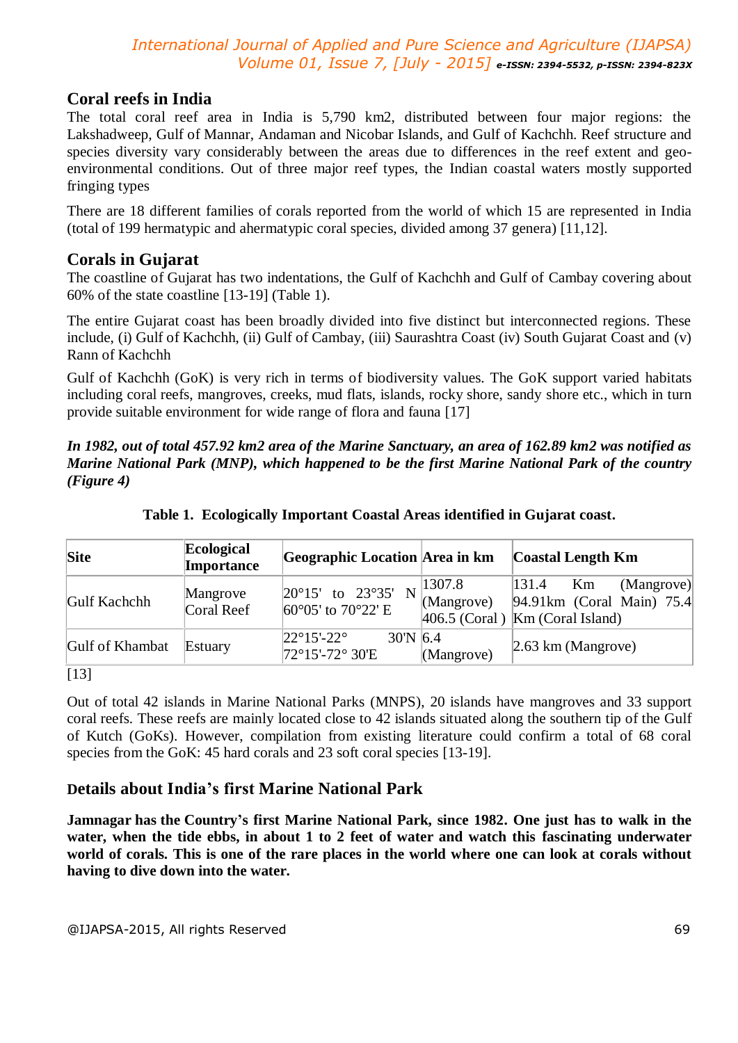## Coral reefs in India

The total coral reef area in India is 5,790 km2, distributed between four major regions: the Lakshadweep, Gulf of Mannar, Andaman and Nicobar Islands, and Gulf of Kachchh. Reef structure and species diversity vary considerably between the areas due to differences in the reef extent and geo-environmental conditions. Out of three major reef types, the Indian coastal waters mostly supported fringing types

There are 18 different families of corals reported from the world of which 15 are represented in India (total of 199 hermatypic and ahermatypic coral species, divided among 37 genera) [11,12].

## Corals in Gujarat

The coastline of Gujarat has two indentations, the Gulf of Kachchh and Gulf of Cambay covering about 60% of the state coastline [13-19] (Table 1).

The entire Gujarat coast has been broadly divided into five distinct but interconnected regions. These include, (i) Gulf of Kachchh, (ii) Gulf of Cambay, (iii) Saurashtra Coast (iv) South Gujarat Coast and (v) Rann of Kachchh

Gulf of Kachchh (GoK) is very rich in terms of biodiversity values. The GoK support varied habitats including coral reefs, mangroves, creeks, mud flats, islands, rocky shore, sandy shore etc., which in turn provide suitable environment for wide range of flora and fauna [17]

***In 1982, out of total 457.92 km2 area of the Marine Sanctuary, an area of 162.89 km2 was notified as Marine National Park (MNP), which happened to be the first Marine National Park of the country (Figure 4)***

**Table 1. Ecologically Important Coastal Areas identified in Gujarat coast.**

| Site | Ecological Importance | Geographic Location | Area in km | Coastal Length Km |
|---|---|---|---|---|
| Gulf Kachchh | Mangrove Coral Reef | 20°15' to 23°35' N 60°05' to 70°22' E | 1307.8 (Mangrove) 406.5 (Coral ) | 131.4 Km (Mangrove) 94.91km (Coral Main) 75.4 Km (Coral Island) |
| Gulf of Khambat | Estuary | 22°15'-22° 30'N 72°15'-72° 30'E | 6.4 (Mangrove) | 2.63 km (Mangrove) |

[13]

Out of total 42 islands in Marine National Parks (MNPS), 20 islands have mangroves and 33 support coral reefs. These reefs are mainly located close to 42 islands situated along the southern tip of the Gulf of Kutch (GoKs). However, compilation from existing literature could confirm a total of 68 coral species from the GoK: 45 hard corals and 23 soft coral species [13-19].

## Details about India's first Marine National Park

**Jamnagar has the Country's first Marine National Park, since 1982. One just has to walk in the water, when the tide ebbs, in about 1 to 2 feet of water and watch this fascinating underwater world of corals. This is one of the rare places in the world where one can look at corals without having to dive down into the water.**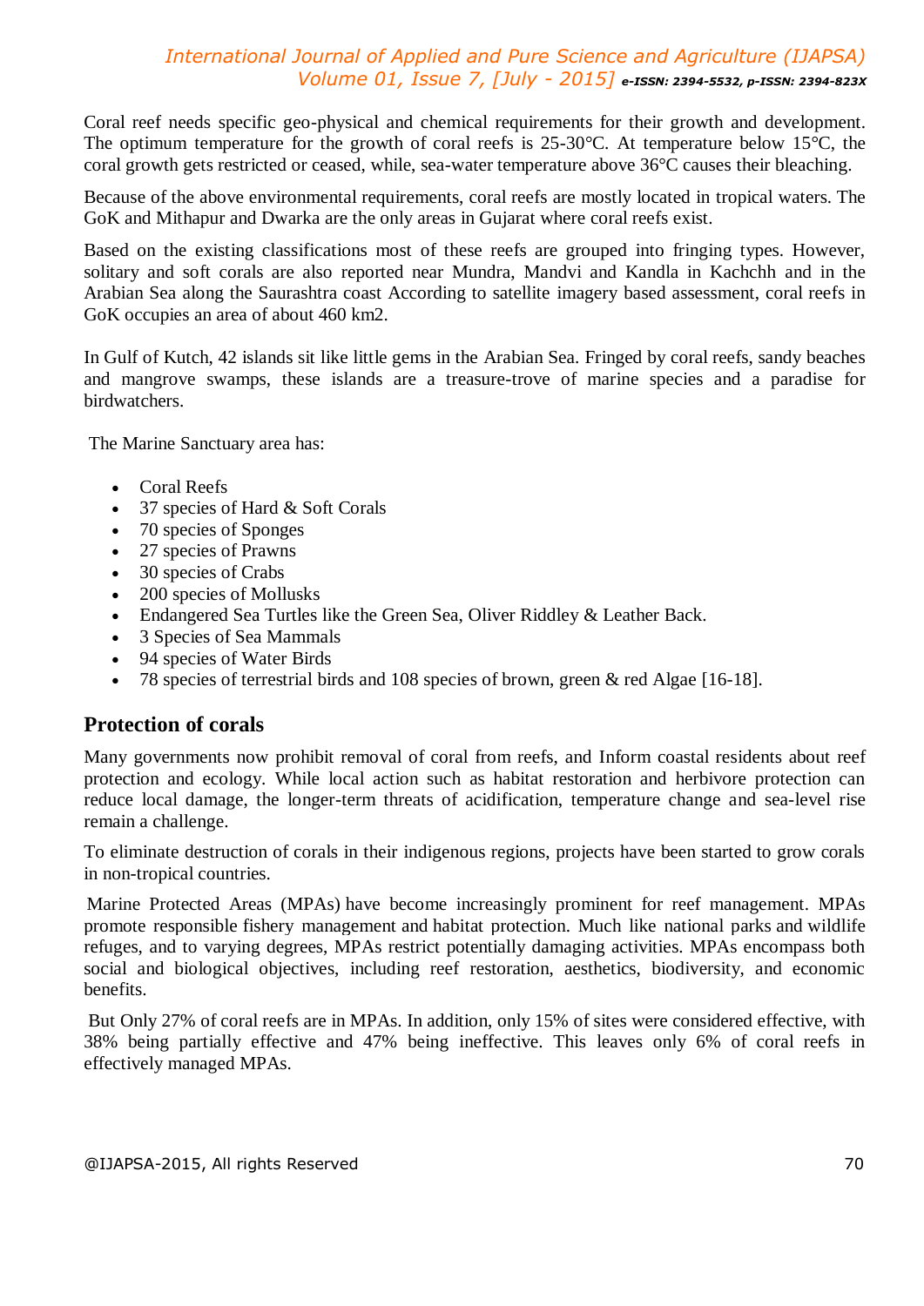Coral reef needs specific geo-physical and chemical requirements for their growth and development. The optimum temperature for the growth of coral reefs is 25-30°C. At temperature below 15°C, the coral growth gets restricted or ceased, while, sea-water temperature above 36°C causes their bleaching.

Because of the above environmental requirements, coral reefs are mostly located in tropical waters. The GoK and Mithapur and Dwarka are the only areas in Gujarat where coral reefs exist.

Based on the existing classifications most of these reefs are grouped into fringing types. However, solitary and soft corals are also reported near Mundra, Mandvi and Kandla in Kachchh and in the Arabian Sea along the Saurashtra coast According to satellite imagery based assessment, coral reefs in GoK occupies an area of about 460 km2.

In Gulf of Kutch, 42 islands sit like little gems in the Arabian Sea. Fringed by coral reefs, sandy beaches and mangrove swamps, these islands are a treasure-trove of marine species and a paradise for birdwatchers.

The Marine Sanctuary area has:

- Coral Reefs
- 37 species of Hard & Soft Corals
- 70 species of Sponges
- 27 species of Prawns
- 30 species of Crabs
- 200 species of Mollusks
- Endangered Sea Turtles like the Green Sea, Oliver Riddley & Leather Back.
- 3 Species of Sea Mammals
- 94 species of Water Birds
- 78 species of terrestrial birds and 108 species of brown, green & red Algae [16-18].

## Protection of corals

Many governments now prohibit removal of coral from reefs, and Inform coastal residents about reef protection and ecology. While local action such as habitat restoration and herbivore protection can reduce local damage, the longer-term threats of acidification, temperature change and sea-level rise remain a challenge.

To eliminate destruction of corals in their indigenous regions, projects have been started to grow corals in non-tropical countries.

Marine Protected Areas (MPAs) have become increasingly prominent for reef management. MPAs promote responsible fishery management and habitat protection. Much like national parks and wildlife refuges, and to varying degrees, MPAs restrict potentially damaging activities. MPAs encompass both social and biological objectives, including reef restoration, aesthetics, biodiversity, and economic benefits.

But Only 27% of coral reefs are in MPAs. In addition, only 15% of sites were considered effective, with 38% being partially effective and 47% being ineffective. This leaves only 6% of coral reefs in effectively managed MPAs.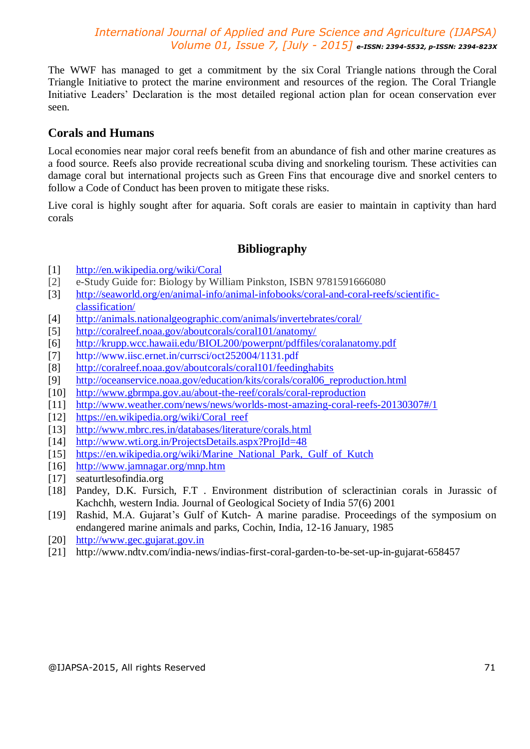The WWF has managed to get a commitment by the six Coral Triangle nations through the Coral Triangle Initiative to protect the marine environment and resources of the region. The Coral Triangle Initiative Leaders' Declaration is the most detailed regional action plan for ocean conservation ever seen.

## Corals and Humans

Local economies near major coral reefs benefit from an abundance of fish and other marine creatures as a food source. Reefs also provide recreational scuba diving and snorkeling tourism. These activities can damage coral but international projects such as Green Fins that encourage dive and snorkel centers to follow a Code of Conduct has been proven to mitigate these risks.

Live coral is highly sought after for aquaria. Soft corals are easier to maintain in captivity than hard corals

## Bibliography

[1] http://en.wikipedia.org/wiki/Coral
[2] e-Study Guide for: Biology by William Pinkston, ISBN 9781591666080
[3] http://seaworld.org/en/animal-info/animal-infobooks/coral-and-coral-reefs/scientific-classification/
[4] http://animals.nationalgeographic.com/animals/invertebrates/coral/
[5] http://coralreef.noaa.gov/aboutcorals/coral101/anatomy/
[6] http://krupp.wcc.hawaii.edu/BIOL200/powerpnt/pdffiles/coralanatomy.pdf
[7] http://www.iisc.ernet.in/currsci/oct252004/1131.pdf
[8] http://coralreef.noaa.gov/aboutcorals/coral101/feedinghabits
[9] http://oceanservice.noaa.gov/education/kits/corals/coral06_reproduction.html
[10] http://www.gbrmpa.gov.au/about-the-reef/corals/coral-reproduction
[11] http://www.weather.com/news/news/worlds-most-amazing-coral-reefs-20130307#/1
[12] https://en.wikipedia.org/wiki/Coral_reef
[13] http://www.mbrc.res.in/databases/literature/corals.html
[14] http://www.wti.org.in/ProjectsDetails.aspx?ProjId=48
[15] https://en.wikipedia.org/wiki/Marine_National_Park,_Gulf_of_Kutch
[16] http://www.jamnagar.org/mnp.htm
[17] seaturtlesofindia.org
[18] Pandey, D.K. Fursich, F.T . Environment distribution of scleractinian corals in Jurassic of Kachchh, western India. Journal of Geological Society of India 57(6) 2001
[19] Rashid, M.A. Gujarat's Gulf of Kutch- A marine paradise. Proceedings of the symposium on endangered marine animals and parks, Cochin, India, 12-16 January, 1985
[20] http://www.gec.gujarat.gov.in
[21] http://www.ndtv.com/india-news/indias-first-coral-garden-to-be-set-up-in-gujarat-658457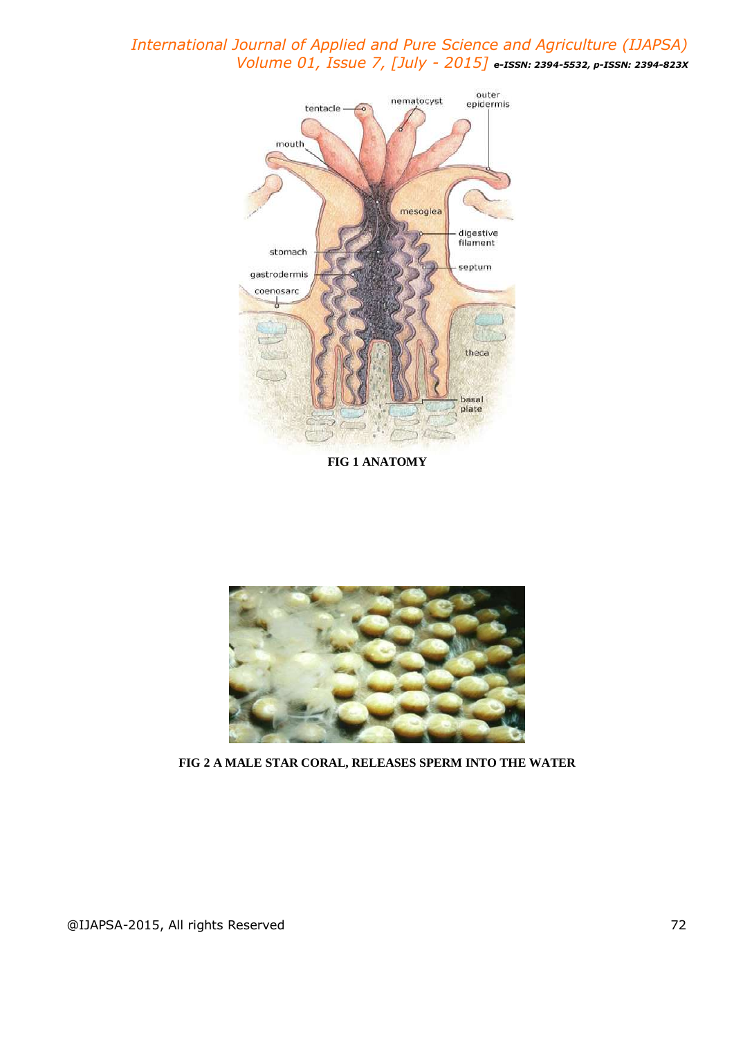**FIG 1 ANATOMY**

**FIG 2 A MALE STAR CORAL, RELEASES SPERM INTO THE WATER**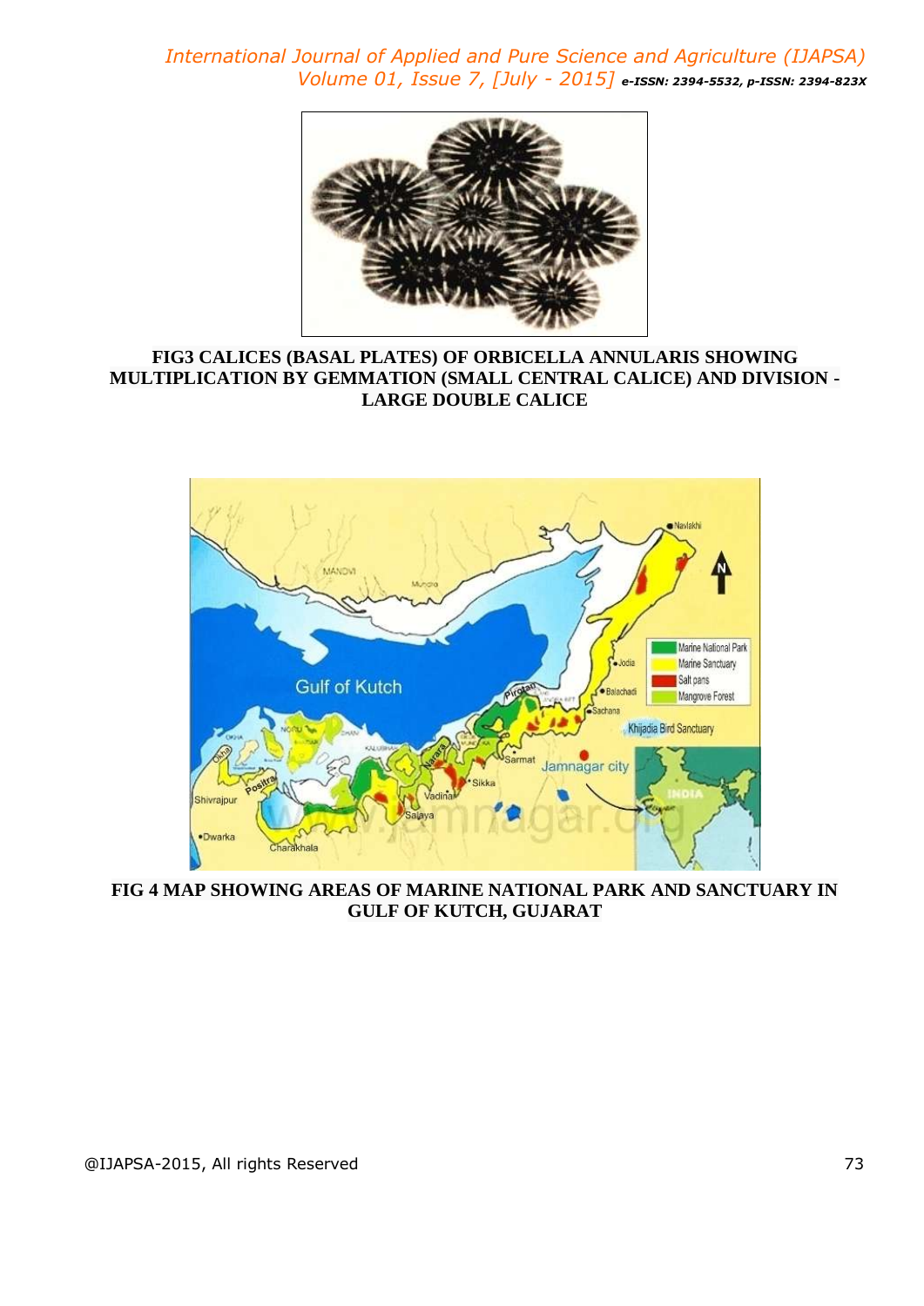**FIG3 CALICES (BASAL PLATES) OF ORBICELLA ANNULARIS SHOWING MULTIPLICATION BY GEMMATION (SMALL CENTRAL CALICE) AND DIVISION - LARGE DOUBLE CALICE**

**FIG 4 MAP SHOWING AREAS OF MARINE NATIONAL PARK AND SANCTUARY IN GULF OF KUTCH, GUJARAT**